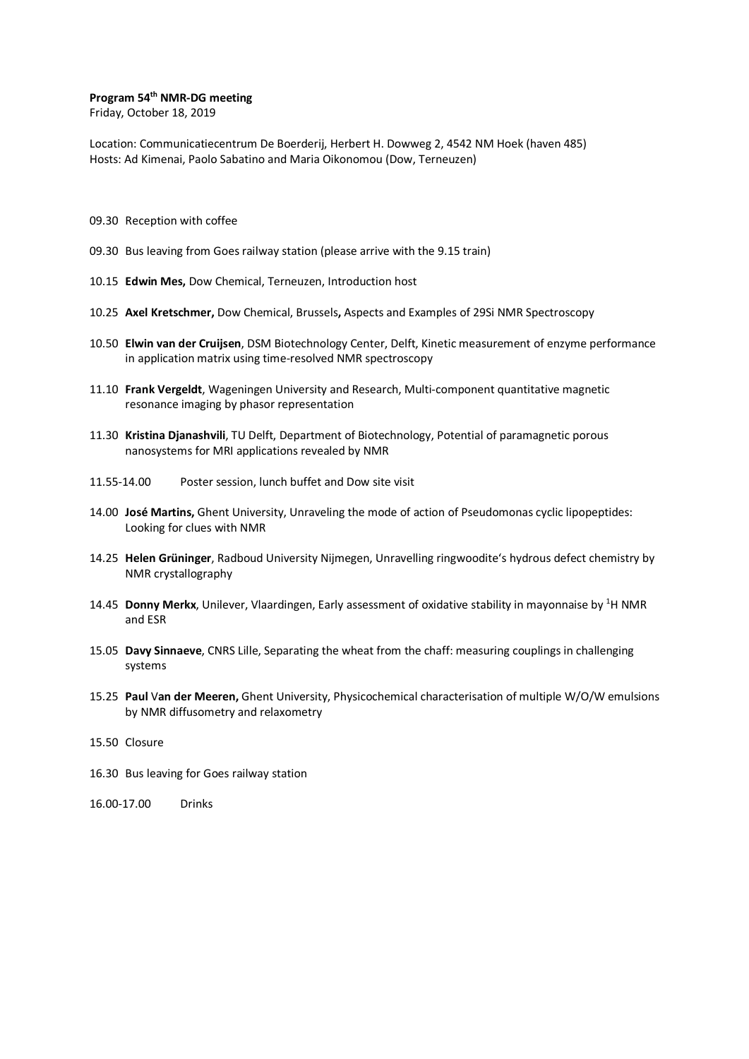**Program 54$^{th}$ NMR-DG meeting**
Friday, October 18, 2019

Location: Communicatiecentrum De Boerderij, Herbert H. Dowweg 2, 4542 NM Hoek (haven 485)
Hosts: Ad Kimenai, Paolo Sabatino and Maria Oikonomou (Dow, Terneuzen)

09.30 Reception with coffee

09.30 Bus leaving from Goes railway station (please arrive with the 9.15 train)

10.15 **Edwin Mes,** Dow Chemical, Terneuzen, Introduction host

10.25 **Axel Kretschmer,** Dow Chemical, Brussels**,** Aspects and Examples of 29Si NMR Spectroscopy

10.50 **Elwin van der Cruijsen**, DSM Biotechnology Center, Delft, Kinetic measurement of enzyme performance in application matrix using time-resolved NMR spectroscopy

11.10 **Frank Vergeldt**, Wageningen University and Research, Multi-component quantitative magnetic resonance imaging by phasor representation

11.30 **Kristina Djanashvili**, TU Delft, Department of Biotechnology, Potential of paramagnetic porous nanosystems for MRI applications revealed by NMR

11.55-14.00 Poster session, lunch buffet and Dow site visit

14.00 **José Martins,** Ghent University, Unraveling the mode of action of Pseudomonas cyclic lipopeptides: Looking for clues with NMR

14.25 **Helen Grüninger**, Radboud University Nijmegen, Unravelling ringwoodite's hydrous defect chemistry by NMR crystallography

14.45 **Donny Merkx**, Unilever, Vlaardingen, Early assessment of oxidative stability in mayonnaise by $^{1}$H NMR and ESR

15.05 **Davy Sinnaeve**, CNRS Lille, Separating the wheat from the chaff: measuring couplings in challenging systems

15.25 **Paul** V**an der Meeren,** Ghent University, Physicochemical characterisation of multiple W/O/W emulsions by NMR diffusometry and relaxometry

15.50 Closure

16.30 Bus leaving for Goes railway station

16.00-17.00 Drinks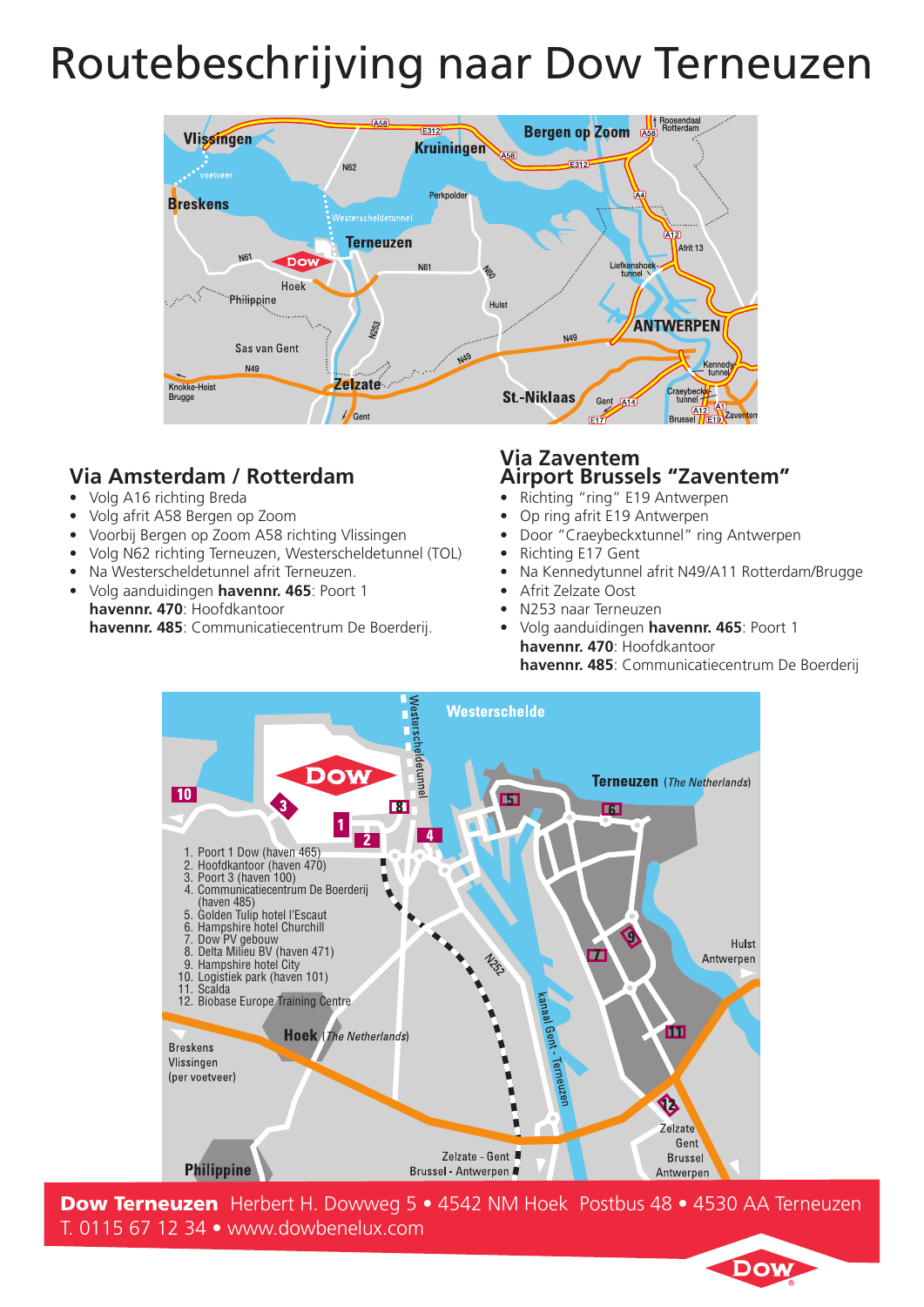# Routebeschrijving naar Dow Terneuzen

## Via Amsterdam / Rotterdam

- Volg A16 richting Breda
- Volg afrit A58 Bergen op Zoom
- Voorbij Bergen op Zoom A58 richting Vlissingen
- Volg N62 richting Terneuzen, Westerscheldetunnel (TOL)
- Na Westerscheldetunnel afrit Terneuzen.
- Volg aanduidingen **havennr. 465**: Poort 1
  **havennr. 470**: Hoofdkantoor
  **havennr. 485**: Communicatiecentrum De Boerderij.

## Via Zaventem Airport Brussels "Zaventem"

- Richting "ring" E19 Antwerpen
- Op ring afrit E19 Antwerpen
- Door "Craeybeckxtunnel" ring Antwerpen
- Richting E17 Gent
- Na Kennedytunnel afrit N49/A11 Rotterdam/Brugge
- Afrit Zelzate Oost
- N253 naar Terneuzen
- Volg aanduidingen **havennr. 465**: Poort 1
  **havennr. 470**: Hoofdkantoor
  **havennr. 485**: Communicatiecentrum De Boerderij

1. Poort 1 Dow (haven 465)
2. Hoofdkantoor (haven 470)
3. Poort 3 (haven 100)
4. Communicatiecentrum De Boerderij (haven 485)
5. Golden Tulip hotel l'Escaut
6. Hampshire hotel Churchill
7. Dow PV gebouw
8. Delta Milieu BV (haven 471)
9. Hampshire hotel City
10. Logistiek park (haven 101)
11. Scalda
12. Biobase Europe Training Centre

**Dow Terneuzen** Herbert H. Dowweg 5 • 4542 NM Hoek Postbus 48 • 4530 AA Terneuzen
T. 0115 67 12 34 • www.dowbenelux.com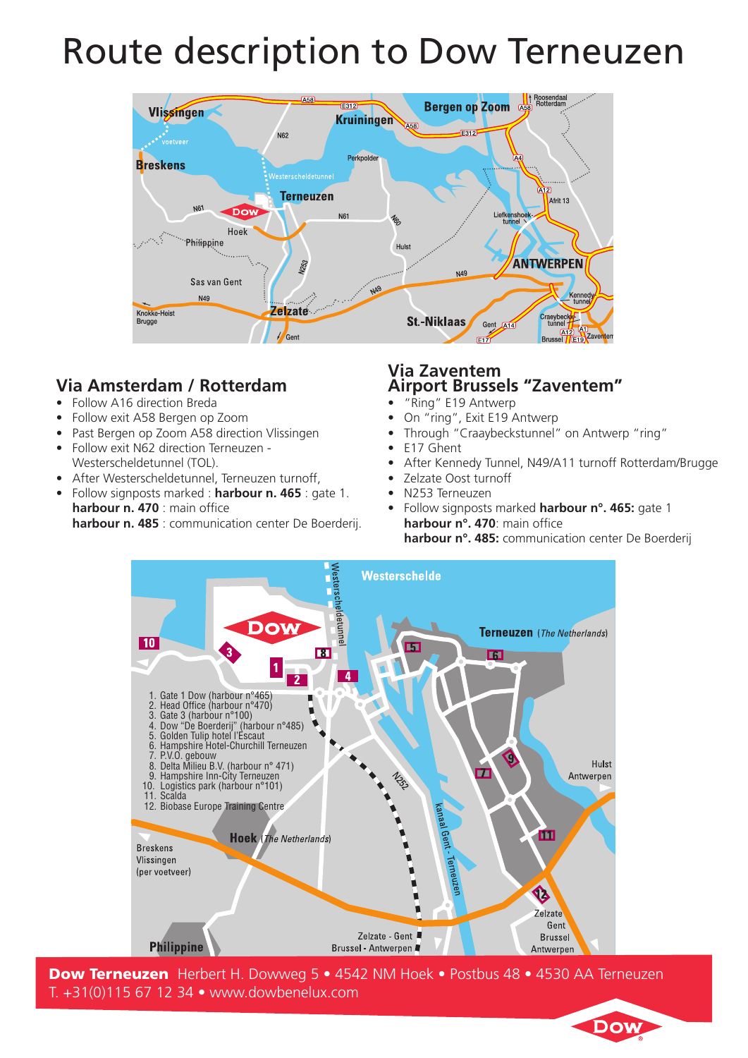# Route description to Dow Terneuzen

Vlissingen
Breskens
voetveer
A58
E312
N62
Kruiningen
Bergen op Zoom
A58
Roosendaal
Rotterdam
E312
A4
Perkpolder
Westerscheldetunnel
Terneuzen
A12
Afrit 13
N61
DOW
N61
N60
Liefkenshoek-tunnel
Hoek
Philippine
Hulst
ANTWERPEN
N253
N49
Sas van Gent
N49
Kennedy-tunnel
Knokke-Heist
Brugge
N49
Zelzate
Gent
St.-Niklaas
Gent
A14
E17
Craeybeckx-tunnel
A12
A1
Brussel
E19
Zaventem

## Via Amsterdam / Rotterdam

- Follow A16 direction Breda
- Follow exit A58 Bergen op Zoom
- Past Bergen op Zoom A58 direction Vlissingen
- Follow exit N62 direction Terneuzen - Westerscheldetunnel (TOL).
- After Westerscheldetunnel, Terneuzen turnoff,
- Follow signposts marked : **harbour n. 465** : gate 1.
  **harbour n. 470** : main office
  **harbour n. 485** : communication center De Boerderij.

## Via Zaventem Airport Brussels "Zaventem"

- "Ring" E19 Antwerp
- On "ring", Exit E19 Antwerp
- Through "Craaybeckstunnel" on Antwerp "ring"
- E17 Ghent
- After Kennedy Tunnel, N49/A11 turnoff Rotterdam/Brugge
- Zelzate Oost turnoff
- N253 Terneuzen
- Follow signposts marked **harbour n°. 465:** gate 1
  **harbour n°. 470**: main office
  **harbour n°. 485:** communication center De Boerderij

Westerschelde
Westerscheldetunnel
DOW
Terneuzen (*The Netherlands*)

1. Gate 1 Dow (harbour n°465)
2. Head Office (harbour n°470)
3. Gate 3 (harbour n°100)
4. Dow "De Boerderij" (harbour n°485)
5. Golden Tulip hotel l'Escaut
6. Hampshire Hotel-Churchill Terneuzen
7. P.V.O. gebouw
8. Delta Milieu B.V. (harbour n° 471)
9. Hampshire Inn-City Terneuzen
10. Logistics park (harbour n°101)
11. Scalda
12. Biobase Europe Training Centre

N252
Kanaal Gent - Terneuzen
Hulst
Antwerpen
Hoek (*The Netherlands*)
Breskens
Vlissingen
(per voetveer)
Zelzate - Gent
Brussel - Antwerpen
Zelzate
Gent
Brussel
Antwerpen
Philippine

**Dow Terneuzen** Herbert H. Dowweg 5 • 4542 NM Hoek • Postbus 48 • 4530 AA Terneuzen
T. +31(0)115 67 12 34 • www.dowbenelux.com

DOW®